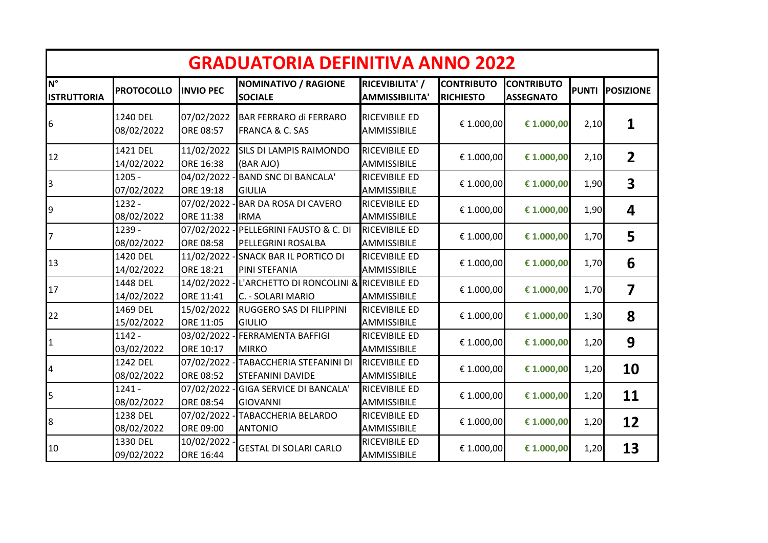# GRADUATORIA DEFINITIVA ANNO 2022

| N° ISTRUTTORIA | PROTOCOLLO | INVIO PEC | NOMINATIVO / RAGIONE SOCIALE | RICEVIBILITA' / AMMISSIBILITA' | CONTRIBUTO RICHIESTO | CONTRIBUTO ASSEGNATO | PUNTI | POSIZIONE |
|---|---|---|---|---|---|---|---|---|
| 6 | 1240 DEL 08/02/2022 | 07/02/2022 ORE 08:57 | BAR FERRARO di FERRARO FRANCA & C. SAS | RICEVIBILE ED AMMISSIBILE | € 1.000,00 | € 1.000,00 | 2,10 | 1 |
| 12 | 1421 DEL 14/02/2022 | 11/02/2022 ORE 16:38 | SILS DI LAMPIS RAIMONDO (BAR AJO) | RICEVIBILE ED AMMISSIBILE | € 1.000,00 | € 1.000,00 | 2,10 | 2 |
| 3 | 1205 - 07/02/2022 | 04/02/2022 - ORE 19:18 | BAND SNC DI BANCALA' GIULIA | RICEVIBILE ED AMMISSIBILE | € 1.000,00 | € 1.000,00 | 1,90 | 3 |
| 9 | 1232 - 08/02/2022 | 07/02/2022 - ORE 11:38 | BAR DA ROSA DI CAVERO IRMA | RICEVIBILE ED AMMISSIBILE | € 1.000,00 | € 1.000,00 | 1,90 | 4 |
| 7 | 1239 - 08/02/2022 | 07/02/2022 - ORE 08:58 | PELLEGRINI FAUSTO & C. DI PELLEGRINI ROSALBA | RICEVIBILE ED AMMISSIBILE | € 1.000,00 | € 1.000,00 | 1,70 | 5 |
| 13 | 1420 DEL 14/02/2022 | 11/02/2022 - ORE 18:21 | SNACK BAR IL PORTICO DI PINI STEFANIA | RICEVIBILE ED AMMISSIBILE | € 1.000,00 | € 1.000,00 | 1,70 | 6 |
| 17 | 1448 DEL 14/02/2022 | 14/02/2022 - ORE 11:41 | L'ARCHETTO DI RONCOLINI & C. - SOLARI MARIO | RICEVIBILE ED AMMISSIBILE | € 1.000,00 | € 1.000,00 | 1,70 | 7 |
| 22 | 1469 DEL 15/02/2022 | 15/02/2022 ORE 11:05 | RUGGERO SAS DI FILIPPINI GIULIO | RICEVIBILE ED AMMISSIBILE | € 1.000,00 | € 1.000,00 | 1,30 | 8 |
| 1 | 1142 - 03/02/2022 | 03/02/2022 - ORE 10:17 | FERRAMENTA BAFFIGI MIRKO | RICEVIBILE ED AMMISSIBILE | € 1.000,00 | € 1.000,00 | 1,20 | 9 |
| 4 | 1242 DEL 08/02/2022 | 07/02/2022 - ORE 08:52 | TABACCHERIA STEFANINI DI STEFANINI DAVIDE | RICEVIBILE ED AMMISSIBILE | € 1.000,00 | € 1.000,00 | 1,20 | 10 |
| 5 | 1241 - 08/02/2022 | 07/02/2022 - ORE 08:54 | GIGA SERVICE DI BANCALA' GIOVANNI | RICEVIBILE ED AMMISSIBILE | € 1.000,00 | € 1.000,00 | 1,20 | 11 |
| 8 | 1238 DEL 08/02/2022 | 07/02/2022 - ORE 09:00 | TABACCHERIA BELARDO ANTONIO | RICEVIBILE ED AMMISSIBILE | € 1.000,00 | € 1.000,00 | 1,20 | 12 |
| 10 | 1330 DEL 09/02/2022 | 10/02/2022 - ORE 16:44 | GESTAL DI SOLARI CARLO | RICEVIBILE ED AMMISSIBILE | € 1.000,00 | € 1.000,00 | 1,20 | 13 |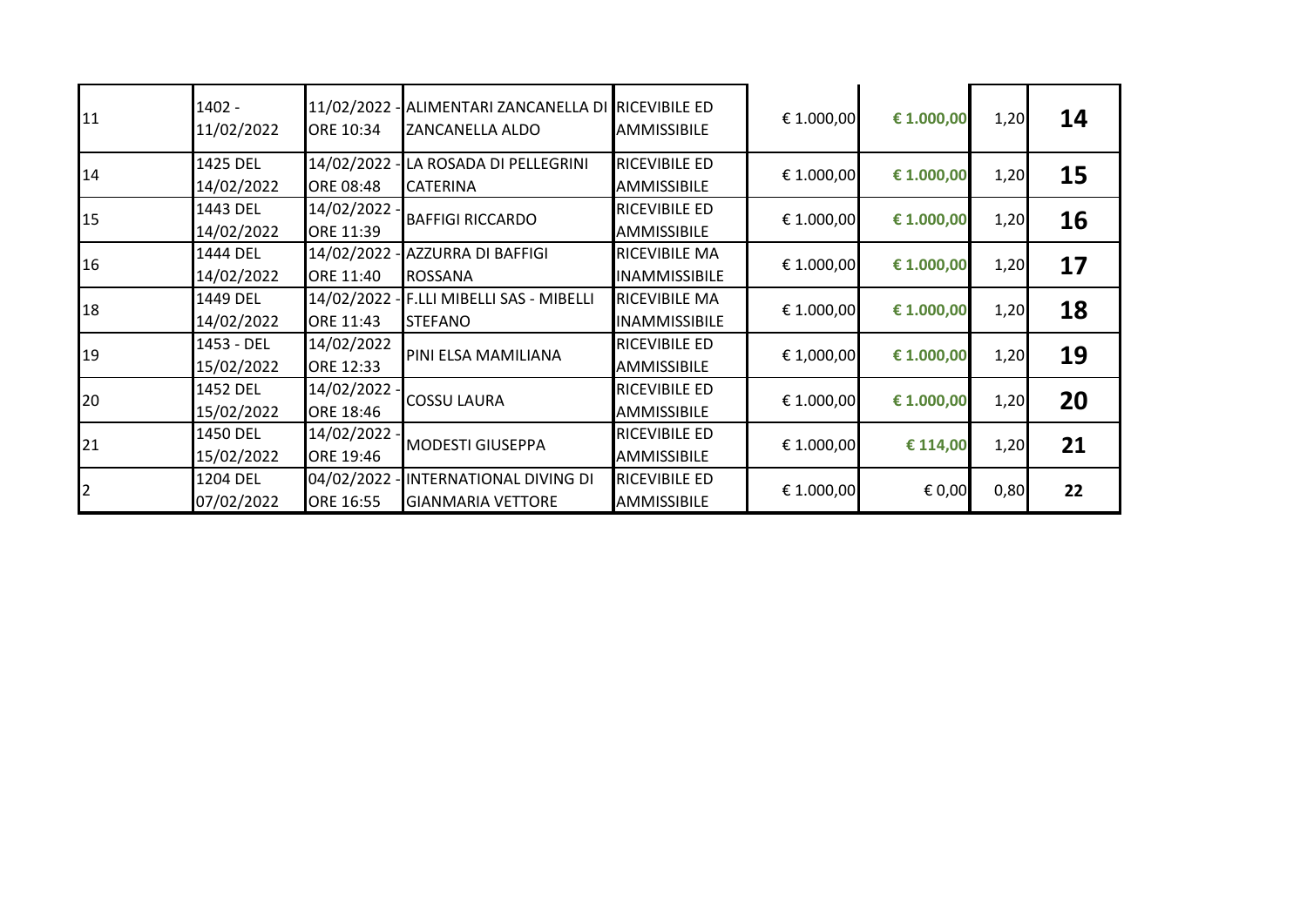| | | | | | | | | |
|---|---|---|---|---|---|---|---|---|
| 11 | 1402 - 11/02/2022 | 11/02/2022 - ORE 10:34 | ALIMENTARI ZANCANELLA DI ZANCANELLA ALDO | RICEVIBILE ED AMMISSIBILE | € 1.000,00 | **€ 1.000,00** | 1,20 | **14** |
| 14 | 1425 DEL 14/02/2022 | 14/02/2022 - ORE 08:48 | LA ROSADA DI PELLEGRINI CATERINA | RICEVIBILE ED AMMISSIBILE | € 1.000,00 | **€ 1.000,00** | 1,20 | **15** |
| 15 | 1443 DEL 14/02/2022 | 14/02/2022 - ORE 11:39 | BAFFIGI RICCARDO | RICEVIBILE ED AMMISSIBILE | € 1.000,00 | **€ 1.000,00** | 1,20 | **16** |
| 16 | 1444 DEL 14/02/2022 | 14/02/2022 - ORE 11:40 | AZZURRA DI BAFFIGI ROSSANA | RICEVIBILE MA INAMMISSIBILE | € 1.000,00 | **€ 1.000,00** | 1,20 | **17** |
| 18 | 1449 DEL 14/02/2022 | 14/02/2022 - ORE 11:43 | F.LLI MIBELLI SAS - MIBELLI STEFANO | RICEVIBILE MA INAMMISSIBILE | € 1.000,00 | **€ 1.000,00** | 1,20 | **18** |
| 19 | 1453 - DEL 15/02/2022 | 14/02/2022 ORE 12:33 | PINI ELSA MAMILIANA | RICEVIBILE ED AMMISSIBILE | € 1,000,00 | **€ 1.000,00** | 1,20 | **19** |
| 20 | 1452 DEL 15/02/2022 | 14/02/2022 - ORE 18:46 | COSSU LAURA | RICEVIBILE ED AMMISSIBILE | € 1.000,00 | **€ 1.000,00** | 1,20 | **20** |
| 21 | 1450 DEL 15/02/2022 | 14/02/2022 - ORE 19:46 | MODESTI GIUSEPPA | RICEVIBILE ED AMMISSIBILE | € 1.000,00 | **€ 114,00** | 1,20 | **21** |
| 2 | 1204 DEL 07/02/2022 | 04/02/2022 - ORE 16:55 | INTERNATIONAL DIVING DI GIANMARIA VETTORE | RICEVIBILE ED AMMISSIBILE | € 1.000,00 | € 0,00 | 0,80 | **22** |